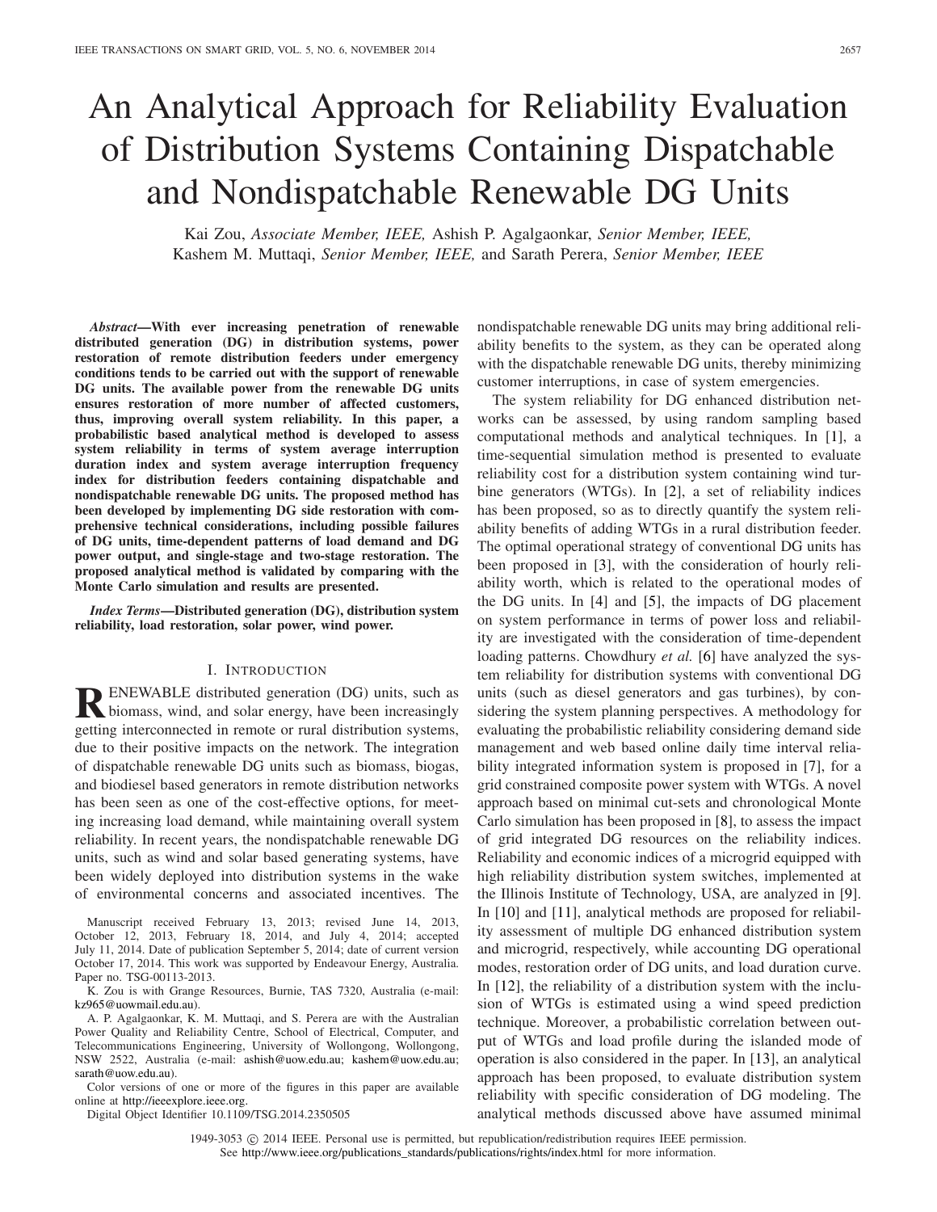# An Analytical Approach for Reliability Evaluation of Distribution Systems Containing Dispatchable and Nondispatchable Renewable DG Units

Kai Zou, *Associate Member, IEEE,* Ashish P. Agalgaonkar, *Senior Member, IEEE,* Kashem M. Muttaqi, *Senior Member, IEEE,* and Sarath Perera, *Senior Member, IEEE*

***Abstract*—With ever increasing penetration of renewable distributed generation (DG) in distribution systems, power restoration of remote distribution feeders under emergency conditions tends to be carried out with the support of renewable DG units. The available power from the renewable DG units ensures restoration of more number of affected customers, thus, improving overall system reliability. In this paper, a probabilistic based analytical method is developed to assess system reliability in terms of system average interruption duration index and system average interruption frequency index for distribution feeders containing dispatchable and nondispatchable renewable DG units. The proposed method has been developed by implementing DG side restoration with comprehensive technical considerations, including possible failures of DG units, time-dependent patterns of load demand and DG power output, and single-stage and two-stage restoration. The proposed analytical method is validated by comparing with the Monte Carlo simulation and results are presented.**

***Index Terms*—Distributed generation (DG), distribution system reliability, load restoration, solar power, wind power.**

## I. Introduction

Renewable distributed generation (DG) units, such as biomass, wind, and solar energy, have been increasingly getting interconnected in remote or rural distribution systems, due to their positive impacts on the network. The integration of dispatchable renewable DG units such as biomass, biogas, and biodiesel based generators in remote distribution networks has been seen as one of the cost-effective options, for meeting increasing load demand, while maintaining overall system reliability. In recent years, the nondispatchable renewable DG units, such as wind and solar based generating systems, have been widely deployed into distribution systems in the wake of environmental concerns and associated incentives. The nondispatchable renewable DG units may bring additional reliability benefits to the system, as they can be operated along with the dispatchable renewable DG units, thereby minimizing customer interruptions, in case of system emergencies.

The system reliability for DG enhanced distribution networks can be assessed, by using random sampling based computational methods and analytical techniques. In [1], a time-sequential simulation method is presented to evaluate reliability cost for a distribution system containing wind turbine generators (WTGs). In [2], a set of reliability indices has been proposed, so as to directly quantify the system reliability benefits of adding WTGs in a rural distribution feeder. The optimal operational strategy of conventional DG units has been proposed in [3], with the consideration of hourly reliability worth, which is related to the operational modes of the DG units. In [4] and [5], the impacts of DG placement on system performance in terms of power loss and reliability are investigated with the consideration of time-dependent loading patterns. Chowdhury *et al.* [6] have analyzed the system reliability for distribution systems with conventional DG units (such as diesel generators and gas turbines), by considering the system planning perspectives. A methodology for evaluating the probabilistic reliability considering demand side management and web based online daily time interval reliability integrated information system is proposed in [7], for a grid constrained composite power system with WTGs. A novel approach based on minimal cut-sets and chronological Monte Carlo simulation has been proposed in [8], to assess the impact of grid integrated DG resources on the reliability indices. Reliability and economic indices of a microgrid equipped with high reliability distribution system switches, implemented at the Illinois Institute of Technology, USA, are analyzed in [9]. In [10] and [11], analytical methods are proposed for reliability assessment of multiple DG enhanced distribution system and microgrid, respectively, while accounting DG operational modes, restoration order of DG units, and load duration curve. In [12], the reliability of a distribution system with the inclusion of WTGs is estimated using a wind speed prediction technique. Moreover, a probabilistic correlation between output of WTGs and load profile during the islanded mode of operation is also considered in the paper. In [13], an analytical approach has been proposed, to evaluate distribution system reliability with specific consideration of DG modeling. The analytical methods discussed above have assumed minimal

Manuscript received February 13, 2013; revised June 14, 2013, October 12, 2013, February 18, 2014, and July 4, 2014; accepted July 11, 2014. Date of publication September 5, 2014; date of current version October 17, 2014. This work was supported by Endeavour Energy, Australia. Paper no. TSG-00113-2013.

K. Zou is with Grange Resources, Burnie, TAS 7320, Australia (e-mail: kz965@uowmail.edu.au).

A. P. Agalgaonkar, K. M. Muttaqi, and S. Perera are with the Australian Power Quality and Reliability Centre, School of Electrical, Computer, and Telecommunications Engineering, University of Wollongong, Wollongong, NSW 2522, Australia (e-mail: ashish@uow.edu.au; kashem@uow.edu.au; sarath@uow.edu.au).

Color versions of one or more of the figures in this paper are available online at http://ieeexplore.ieee.org.

Digital Object Identifier 10.1109/TSG.2014.2350505

1949-3053 © 2014 IEEE. Personal use is permitted, but republication/redistribution requires IEEE permission. See http://www.ieee.org/publications_standards/publications/rights/index.html for more information.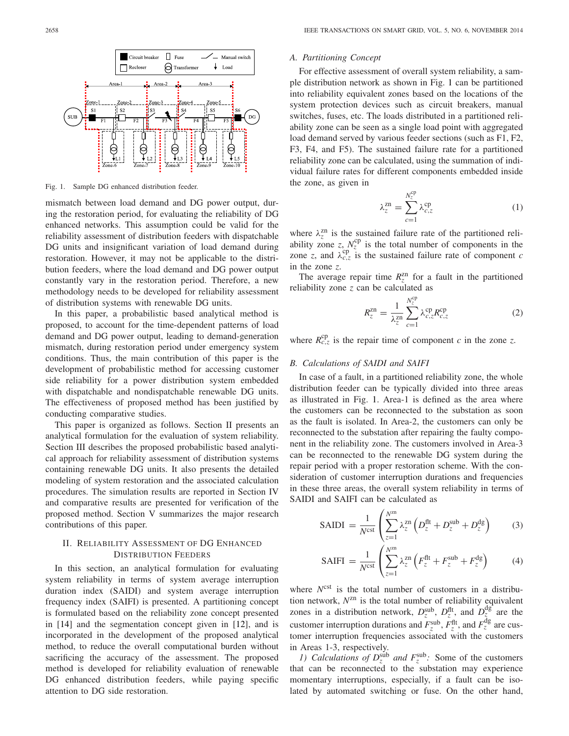Fig. 1. Sample DG enhanced distribution feeder.

mismatch between load demand and DG power output, during the restoration period, for evaluating the reliability of DG enhanced networks. This assumption could be valid for the reliability assessment of distribution feeders with dispatchable DG units and insignificant variation of load demand during restoration. However, it may not be applicable to the distribution feeders, where the load demand and DG power output constantly vary in the restoration period. Therefore, a new methodology needs to be developed for reliability assessment of distribution systems with renewable DG units.

In this paper, a probabilistic based analytical method is proposed, to account for the time-dependent patterns of load demand and DG power output, leading to demand-generation mismatch, during restoration period under emergency system conditions. Thus, the main contribution of this paper is the development of probabilistic method for accessing customer side reliability for a power distribution system embedded with dispatchable and nondispatchable renewable DG units. The effectiveness of proposed method has been justified by conducting comparative studies.

This paper is organized as follows. Section II presents an analytical formulation for the evaluation of system reliability. Section III describes the proposed probabilistic based analytical approach for reliability assessment of distribution systems containing renewable DG units. It also presents the detailed modeling of system restoration and the associated calculation procedures. The simulation results are reported in Section IV and comparative results are presented for verification of the proposed method. Section V summarizes the major research contributions of this paper.

## II. Reliability Assessment of DG Enhanced Distribution Feeders

In this section, an analytical formulation for evaluating system reliability in terms of system average interruption duration index (SAIDI) and system average interruption frequency index (SAIFI) is presented. A partitioning concept is formulated based on the reliability zone concept presented in [14] and the segmentation concept given in [12], and is incorporated in the development of the proposed analytical method, to reduce the overall computational burden without sacrificing the accuracy of the assessment. The proposed method is developed for reliability evaluation of renewable DG enhanced distribution feeders, while paying specific attention to DG side restoration.

### A. Partitioning Concept

For effective assessment of overall system reliability, a sample distribution network as shown in Fig. 1 can be partitioned into reliability equivalent zones based on the locations of the system protection devices such as circuit breakers, manual switches, fuses, etc. The loads distributed in a partitioned reliability zone can be seen as a single load point with aggregated load demand served by various feeder sections (such as F1, F2, F3, F4, and F5). The sustained failure rate for a partitioned reliability zone can be calculated, using the summation of individual failure rates for different components embedded inside the zone, as given in

$$\lambda_z^{\text{zn}} = \sum_{c=1}^{N_z^{\text{cp}}} \lambda_{c,z}^{\text{cp}} \tag{1}$$

where $\lambda_z^{\text{zn}}$ is the sustained failure rate of the partitioned reliability zone $z$, $N_z^{\text{cp}}$ is the total number of components in the zone $z$, and $\lambda_{c,z}^{\text{cp}}$ is the sustained failure rate of component $c$ in the zone $z$.

The average repair time $R_z^{\text{zn}}$ for a fault in the partitioned reliability zone $z$ can be calculated as

$$R_z^{\text{zn}} = \frac{1}{\lambda_z^{\text{zn}}} \sum_{c=1}^{N_z^{\text{cp}}} \lambda_{c,z}^{\text{cp}} R_{c,z}^{\text{cp}} \tag{2}$$

where $R_{c,z}^{\text{cp}}$ is the repair time of component $c$ in the zone $z$.

### B. Calculations of SAIDI and SAIFI

In case of a fault, in a partitioned reliability zone, the whole distribution feeder can be typically divided into three areas as illustrated in Fig. 1. Area-1 is defined as the area where the customers can be reconnected to the substation as soon as the fault is isolated. In Area-2, the customers can only be reconnected to the substation after repairing the faulty component in the reliability zone. The customers involved in Area-3 can be reconnected to the renewable DG system during the repair period with a proper restoration scheme. With the consideration of customer interruption durations and frequencies in these three areas, the overall system reliability in terms of SAIDI and SAIFI can be calculated as

$$\text{SAIDI} = \frac{1}{N^{\text{cst}}} \left( \sum_{z=1}^{N^{\text{zn}}} \lambda_z^{\text{zn}} \left( D_z^{\text{flt}} + D_z^{\text{sub}} + D_z^{\text{dg}} \right) \right) \tag{3}$$

$$\text{SAIFI} = \frac{1}{N^{\text{cst}}} \left( \sum_{z=1}^{N^{\text{zn}}} \lambda_z^{\text{zn}} \left( F_z^{\text{flt}} + F_z^{\text{sub}} + F_z^{\text{dg}} \right) \right) \tag{4}$$

where $N^{\text{cst}}$ is the total number of customers in a distribution network, $N^{\text{zn}}$ is the total number of reliability equivalent zones in a distribution network, $D_z^{\text{sub}}$, $D_z^{\text{flt}}$, and $D_z^{\text{dg}}$ are the customer interruption durations and $F_z^{\text{sub}}$, $F_z^{\text{flt}}$, and $F_z^{\text{dg}}$ are customer interruption frequencies associated with the customers in Areas 1-3, respectively.

*1) Calculations of $D_z^{\text{sub}}$ and $F_z^{\text{sub}}$:* Some of the customers that can be reconnected to the substation may experience momentary interruptions, especially, if a fault can be isolated by automated switching or fuse. On the other hand,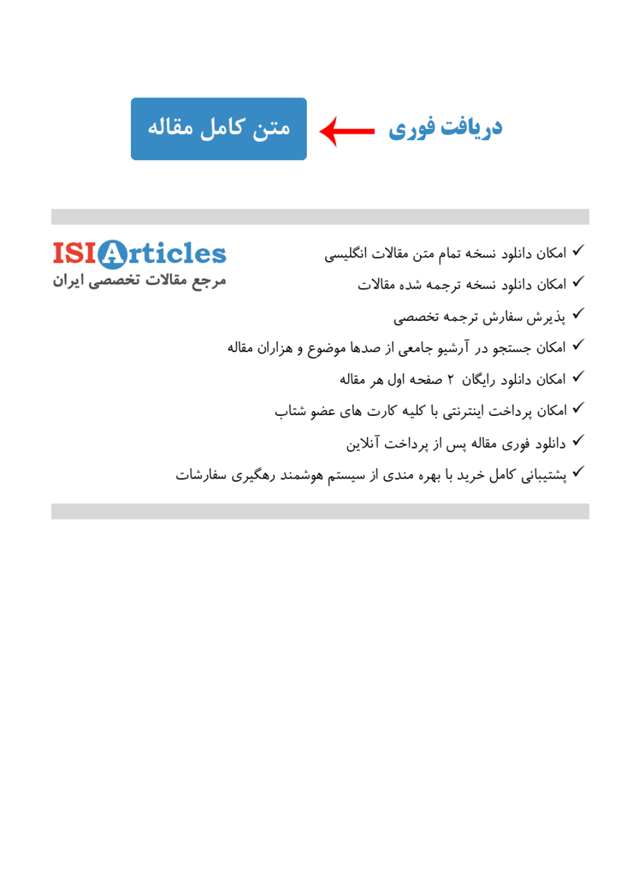دریافت فوری ← **متن کامل مقاله**

**ISIArticles**
مرجع مقالات تخصصی ایران

- ✓ امکان دانلود نسخه تمام متن مقالات انگلیسی
- ✓ امکان دانلود نسخه ترجمه شده مقالات
- ✓ پذیرش سفارش ترجمه تخصصی
- ✓ امکان جستجو در آرشیو جامعی از صدها موضوع و هزاران مقاله
- ✓ امکان دانلود رایگان ۲ صفحه اول هر مقاله
- ✓ امکان پرداخت اینترنتی با کلیه کارت های عضو شتاب
- ✓ دانلود فوری مقاله پس از پرداخت آنلاین
- ✓ پشتیبانی کامل خرید با بهره مندی از سیستم هوشمند رهگیری سفارشات